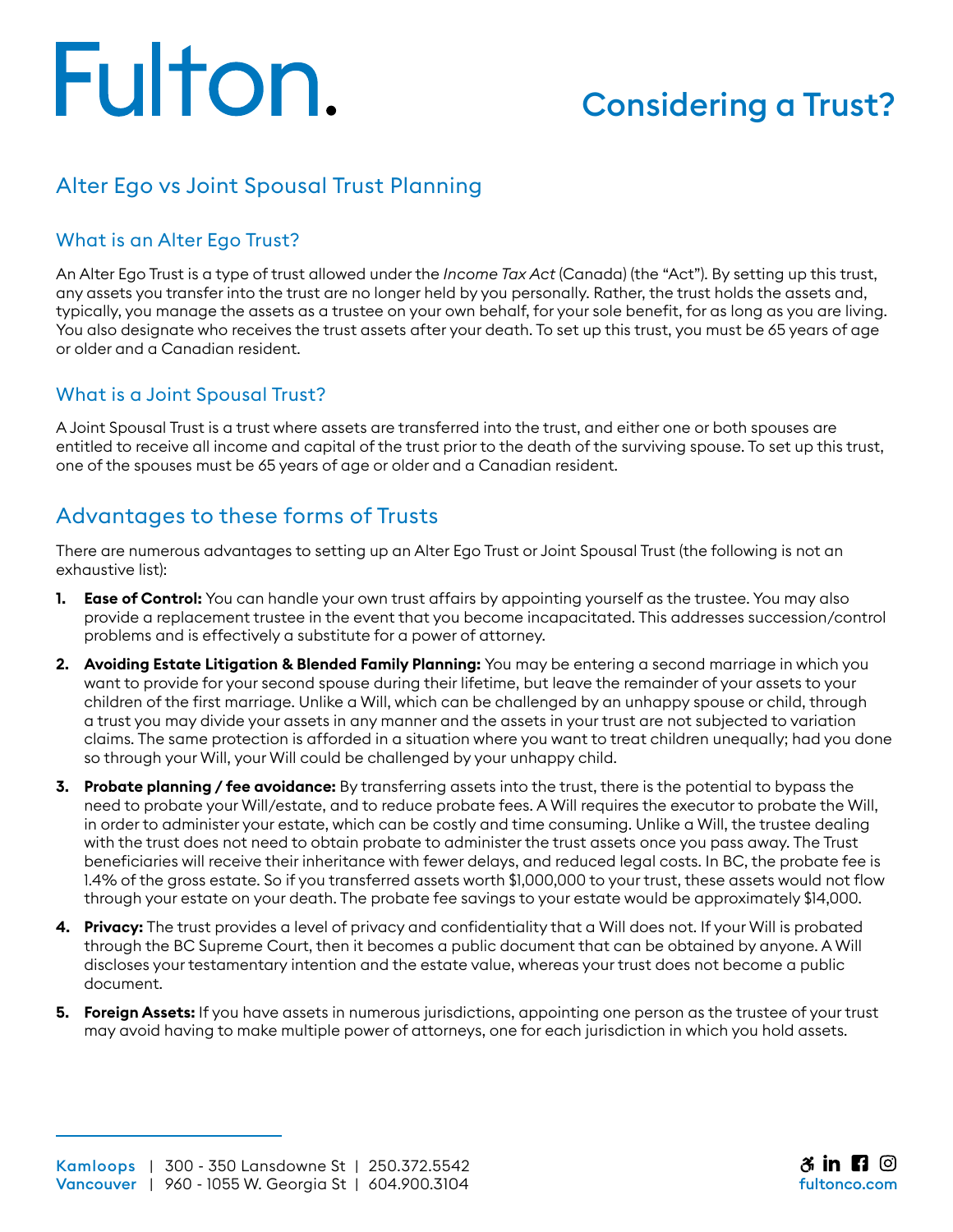# Fulton.

## Considering a Trust?

## Alter Ego vs Joint Spousal Trust Planning

### What is an Alter Ego Trust?

An Alter Ego Trust is a type of trust allowed under the *Income Tax Act* (Canada) (the "Act"). By setting up this trust, any assets you transfer into the trust are no longer held by you personally. Rather, the trust holds the assets and, typically, you manage the assets as a trustee on your own behalf, for your sole benefit, for as long as you are living. You also designate who receives the trust assets after your death. To set up this trust, you must be 65 years of age or older and a Canadian resident.

### What is a Joint Spousal Trust?

A Joint Spousal Trust is a trust where assets are transferred into the trust, and either one or both spouses are entitled to receive all income and capital of the trust prior to the death of the surviving spouse. To set up this trust, one of the spouses must be 65 years of age or older and a Canadian resident.

## Advantages to these forms of Trusts

There are numerous advantages to setting up an Alter Ego Trust or Joint Spousal Trust (the following is not an exhaustive list):

1. **Ease of Control:** You can handle your own trust affairs by appointing yourself as the trustee. You may also provide a replacement trustee in the event that you become incapacitated. This addresses succession/control problems and is effectively a substitute for a power of attorney.
2. **Avoiding Estate Litigation & Blended Family Planning:** You may be entering a second marriage in which you want to provide for your second spouse during their lifetime, but leave the remainder of your assets to your children of the first marriage. Unlike a Will, which can be challenged by an unhappy spouse or child, through a trust you may divide your assets in any manner and the assets in your trust are not subjected to variation claims. The same protection is afforded in a situation where you want to treat children unequally; had you done so through your Will, your Will could be challenged by your unhappy child.
3. **Probate planning / fee avoidance:** By transferring assets into the trust, there is the potential to bypass the need to probate your Will/estate, and to reduce probate fees. A Will requires the executor to probate the Will, in order to administer your estate, which can be costly and time consuming. Unlike a Will, the trustee dealing with the trust does not need to obtain probate to administer the trust assets once you pass away. The Trust beneficiaries will receive their inheritance with fewer delays, and reduced legal costs. In BC, the probate fee is 1.4% of the gross estate. So if you transferred assets worth $1,000,000 to your trust, these assets would not flow through your estate on your death. The probate fee savings to your estate would be approximately $14,000.
4. **Privacy:** The trust provides a level of privacy and confidentiality that a Will does not. If your Will is probated through the BC Supreme Court, then it becomes a public document that can be obtained by anyone. A Will discloses your testamentary intention and the estate value, whereas your trust does not become a public document.
5. **Foreign Assets:** If you have assets in numerous jurisdictions, appointing one person as the trustee of your trust may avoid having to make multiple power of attorneys, one for each jurisdiction in which you hold assets.

**Kamloops** | 300 - 350 Lansdowne St | 250.372.5542
**Vancouver** | 960 - 1055 W. Georgia St | 604.900.3104

fultonco.com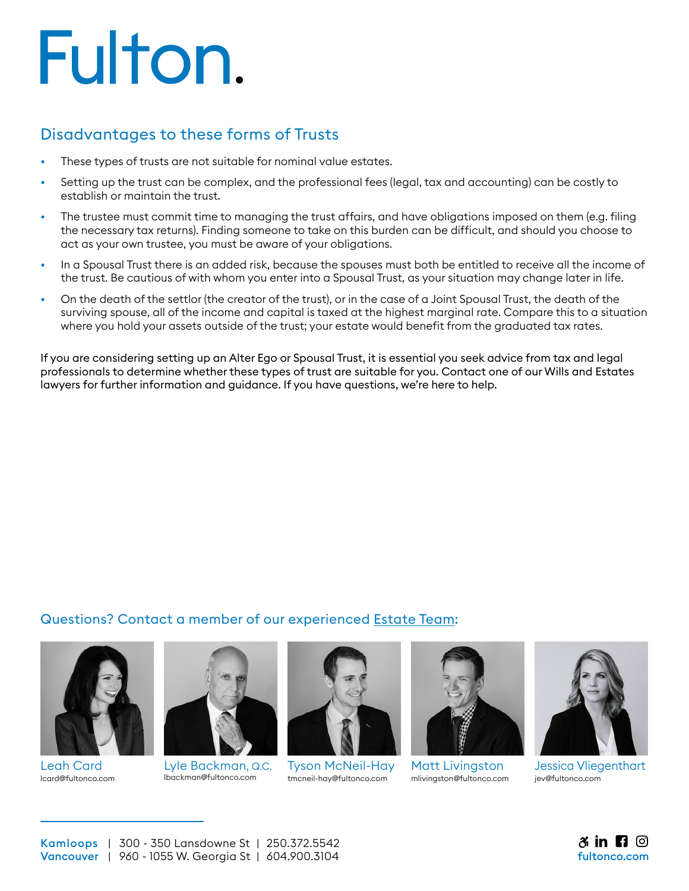# Fulton.

## Disadvantages to these forms of Trusts

- These types of trusts are not suitable for nominal value estates.
- Setting up the trust can be complex, and the professional fees (legal, tax and accounting) can be costly to establish or maintain the trust.
- The trustee must commit time to managing the trust affairs, and have obligations imposed on them (e.g. filing the necessary tax returns). Finding someone to take on this burden can be difficult, and should you choose to act as your own trustee, you must be aware of your obligations.
- In a Spousal Trust there is an added risk, because the spouses must both be entitled to receive all the income of the trust. Be cautious of with whom you enter into a Spousal Trust, as your situation may change later in life.
- On the death of the settlor (the creator of the trust), or in the case of a Joint Spousal Trust, the death of the surviving spouse, all of the income and capital is taxed at the highest marginal rate. Compare this to a situation where you hold your assets outside of the trust; your estate would benefit from the graduated tax rates.

If you are considering setting up an Alter Ego or Spousal Trust, it is essential you seek advice from tax and legal professionals to determine whether these types of trust are suitable for you. Contact one of our Wills and Estates lawyers for further information and guidance. If you have questions, we're here to help.

## Questions? Contact a member of our experienced Estate Team:

Leah Card
lcard@fultonco.com

Lyle Backman, Q.C.
lbackman@fultonco.com

Tyson McNeil-Hay
tmcneil-hay@fultonco.com

Matt Livingston
mlivingston@fultonco.com

Jessica Vliegenthart
jev@fultonco.com

**Kamloops** | 300 - 350 Lansdowne St | 250.372.5542
**Vancouver** | 960 - 1055 W. Georgia St | 604.900.3104

**fultonco.com**